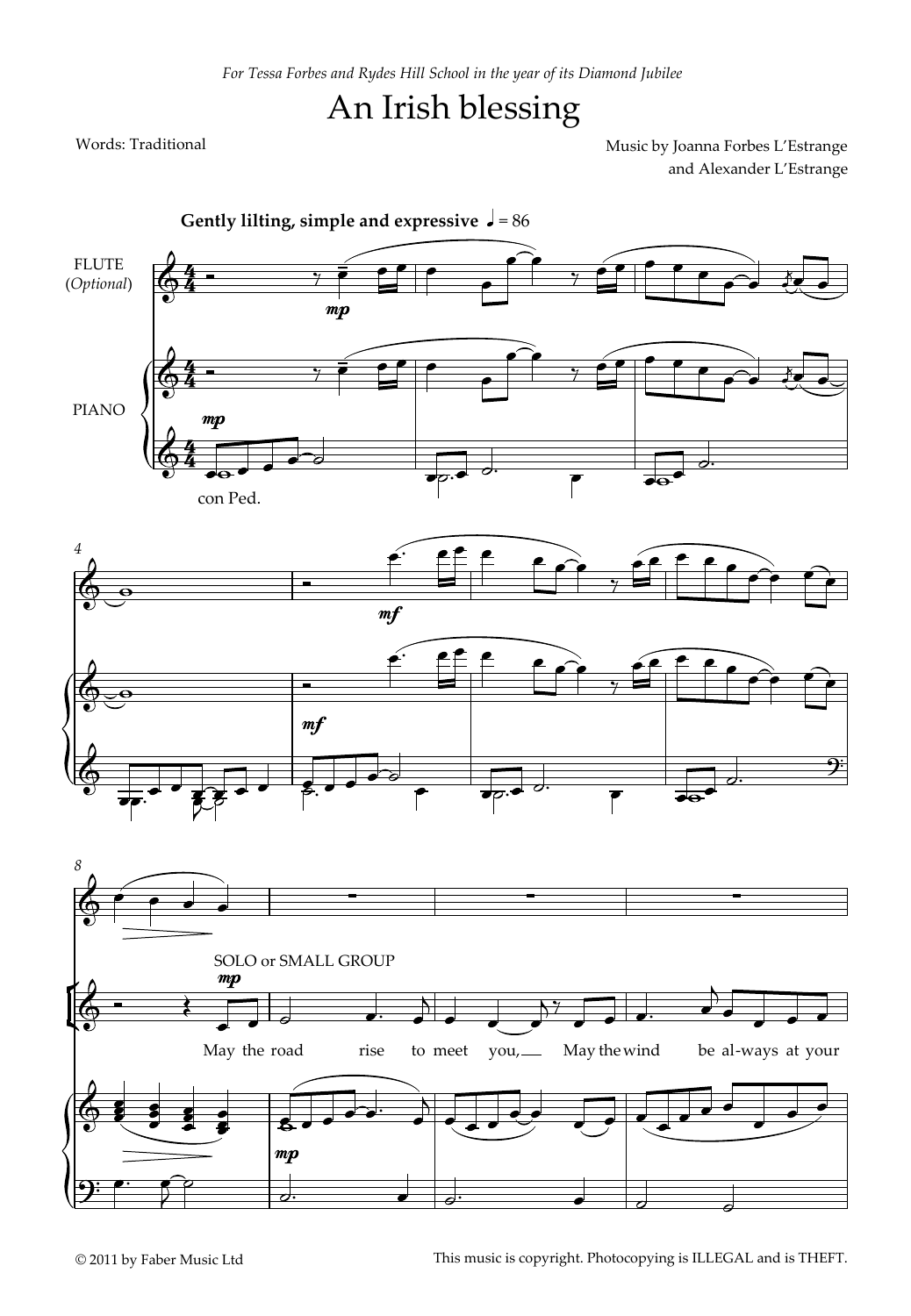*For Tessa Forbes and Rydes Hill School in the year of its Diamond Jubilee*

# An Irish blessing

Words: Traditional

Music by Joanna Forbes L'Estrange
and Alexander L'Estrange

**Gently lilting, simple and expressive** ♩ = 86

FLUTE (*Optional*)

PIANO

con Ped.

SOLO or SMALL GROUP

May the road rise to meet you, May the wind be al-ways at your

© 2011 by Faber Music Ltd

This music is copyright. Photocopying is ILLEGAL and is THEFT.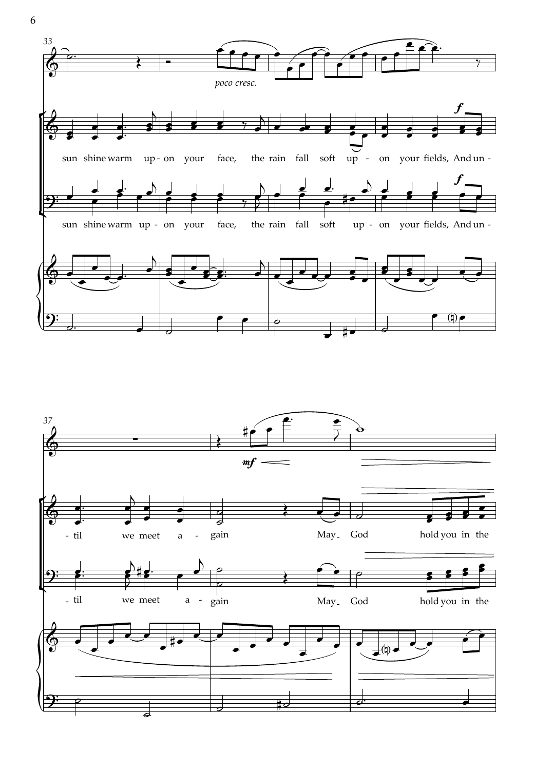33

*poco cresc.*

sun shine warm up - on your face, the rain fall soft up - on your fields, And un -

sun shine warm up - on your face, the rain fall soft up - on your fields, And un -

37

*mf*

- til we meet a - gain May God hold you in the

- til we meet a - gain May God hold you in the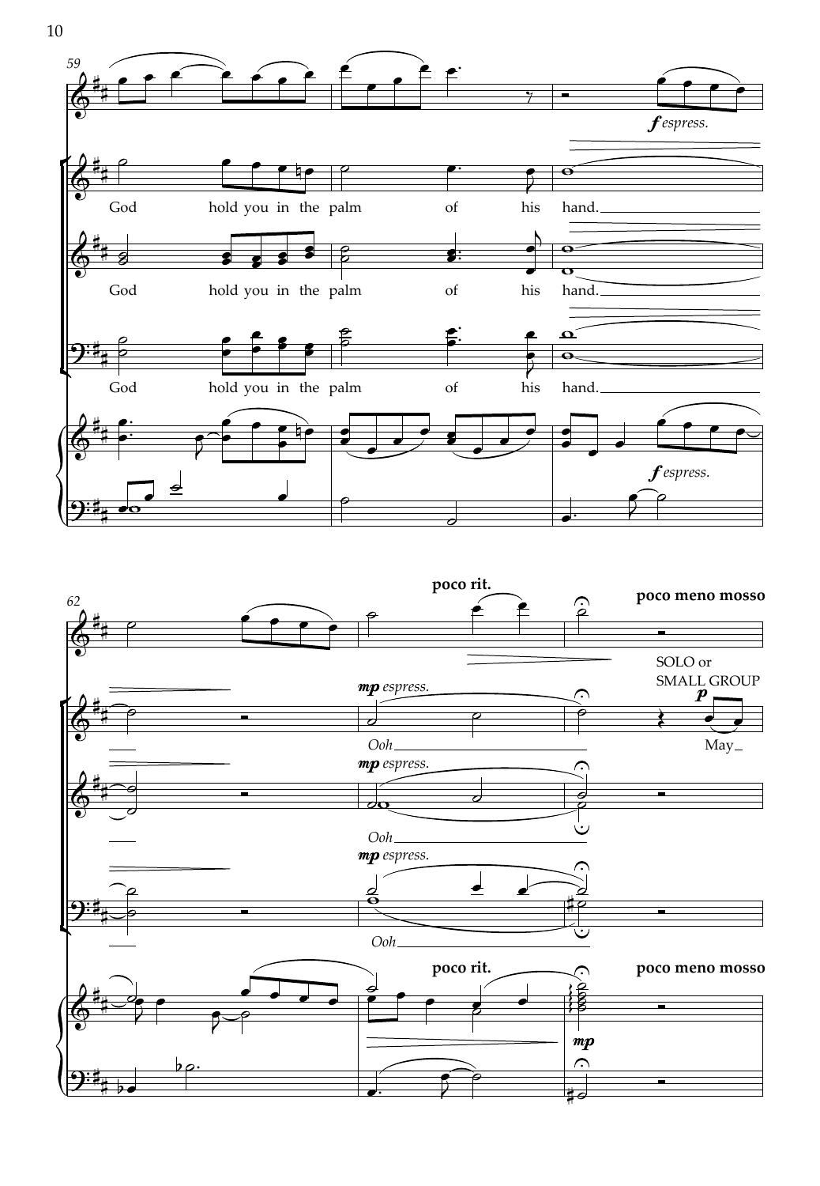God hold you in the palm of his hand.

*f espress.*

poco rit.

poco meno mosso

SOLO or SMALL GROUP

*mp espress.*

*Ooh*

*p*

May